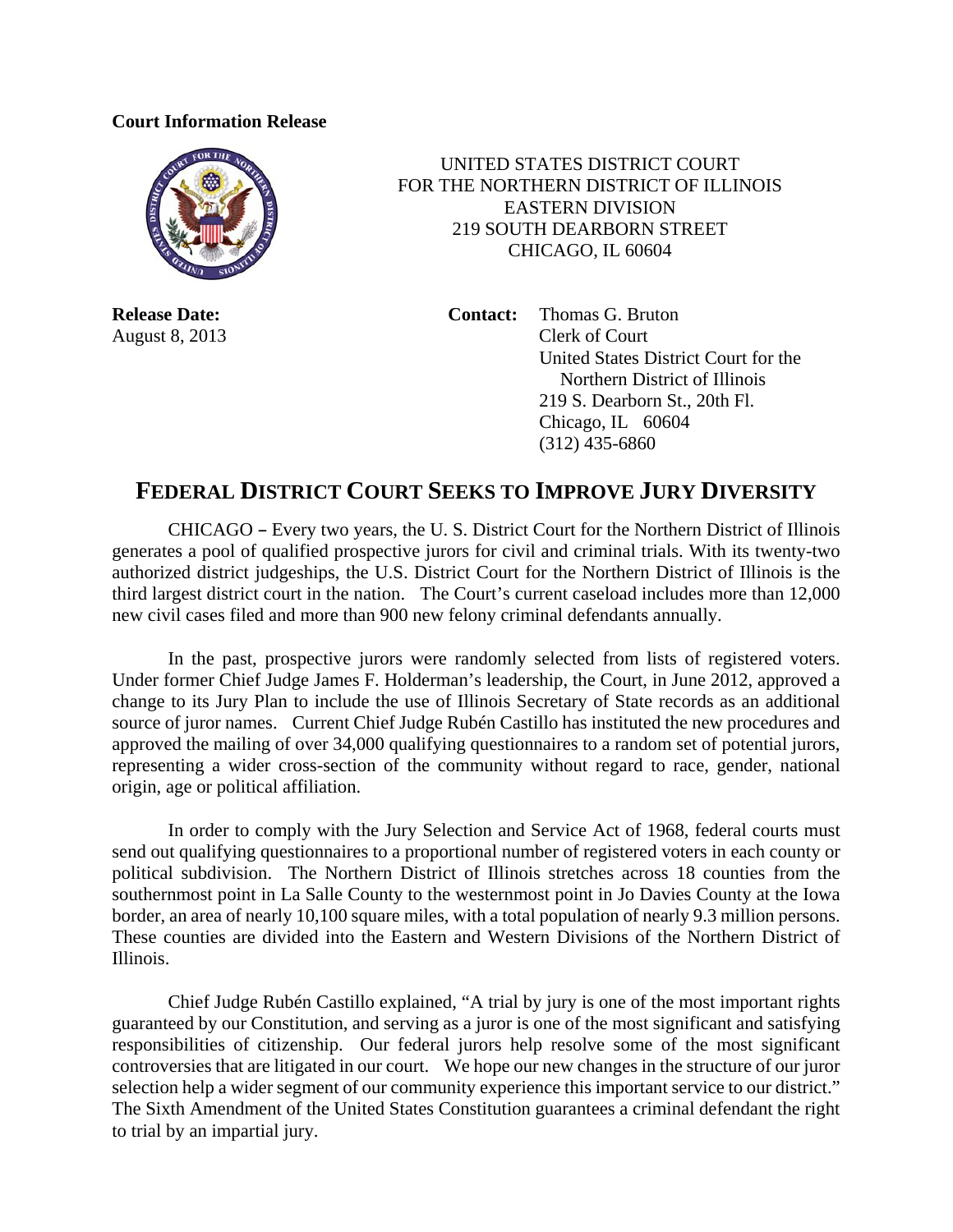**Court Information Release**

UNITED STATES DISTRICT COURT
FOR THE NORTHERN DISTRICT OF ILLINOIS
EASTERN DIVISION
219 SOUTH DEARBORN STREET
CHICAGO, IL 60604

**Release Date:**
August 8, 2013

**Contact:** Thomas G. Bruton
Clerk of Court
United States District Court for the Northern District of Illinois
219 S. Dearborn St., 20th Fl.
Chicago, IL 60604
(312) 435-6860

## FEDERAL DISTRICT COURT SEEKS TO IMPROVE JURY DIVERSITY

CHICAGO – Every two years, the U. S. District Court for the Northern District of Illinois generates a pool of qualified prospective jurors for civil and criminal trials. With its twenty-two authorized district judgeships, the U.S. District Court for the Northern District of Illinois is the third largest district court in the nation. The Court's current caseload includes more than 12,000 new civil cases filed and more than 900 new felony criminal defendants annually.

In the past, prospective jurors were randomly selected from lists of registered voters. Under former Chief Judge James F. Holderman's leadership, the Court, in June 2012, approved a change to its Jury Plan to include the use of Illinois Secretary of State records as an additional source of juror names. Current Chief Judge Rubén Castillo has instituted the new procedures and approved the mailing of over 34,000 qualifying questionnaires to a random set of potential jurors, representing a wider cross-section of the community without regard to race, gender, national origin, age or political affiliation.

In order to comply with the Jury Selection and Service Act of 1968, federal courts must send out qualifying questionnaires to a proportional number of registered voters in each county or political subdivision. The Northern District of Illinois stretches across 18 counties from the southernmost point in La Salle County to the westernmost point in Jo Davies County at the Iowa border, an area of nearly 10,100 square miles, with a total population of nearly 9.3 million persons. These counties are divided into the Eastern and Western Divisions of the Northern District of Illinois.

Chief Judge Rubén Castillo explained, "A trial by jury is one of the most important rights guaranteed by our Constitution, and serving as a juror is one of the most significant and satisfying responsibilities of citizenship. Our federal jurors help resolve some of the most significant controversies that are litigated in our court. We hope our new changes in the structure of our juror selection help a wider segment of our community experience this important service to our district." The Sixth Amendment of the United States Constitution guarantees a criminal defendant the right to trial by an impartial jury.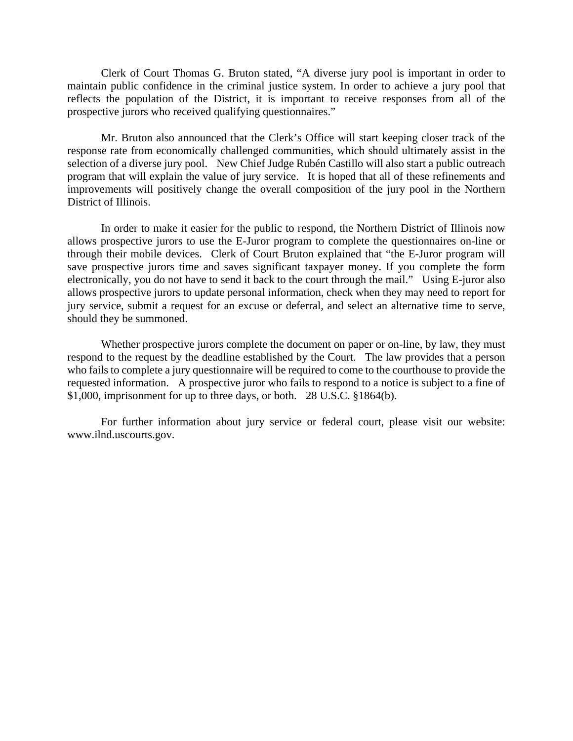Clerk of Court Thomas G. Bruton stated, "A diverse jury pool is important in order to maintain public confidence in the criminal justice system. In order to achieve a jury pool that reflects the population of the District, it is important to receive responses from all of the prospective jurors who received qualifying questionnaires."

Mr. Bruton also announced that the Clerk's Office will start keeping closer track of the response rate from economically challenged communities, which should ultimately assist in the selection of a diverse jury pool. New Chief Judge Rubén Castillo will also start a public outreach program that will explain the value of jury service. It is hoped that all of these refinements and improvements will positively change the overall composition of the jury pool in the Northern District of Illinois.

In order to make it easier for the public to respond, the Northern District of Illinois now allows prospective jurors to use the E-Juror program to complete the questionnaires on-line or through their mobile devices. Clerk of Court Bruton explained that "the E-Juror program will save prospective jurors time and saves significant taxpayer money. If you complete the form electronically, you do not have to send it back to the court through the mail." Using E-juror also allows prospective jurors to update personal information, check when they may need to report for jury service, submit a request for an excuse or deferral, and select an alternative time to serve, should they be summoned.

Whether prospective jurors complete the document on paper or on-line, by law, they must respond to the request by the deadline established by the Court. The law provides that a person who fails to complete a jury questionnaire will be required to come to the courthouse to provide the requested information. A prospective juror who fails to respond to a notice is subject to a fine of $1,000, imprisonment for up to three days, or both. 28 U.S.C. §1864(b).

For further information about jury service or federal court, please visit our website: www.ilnd.uscourts.gov.